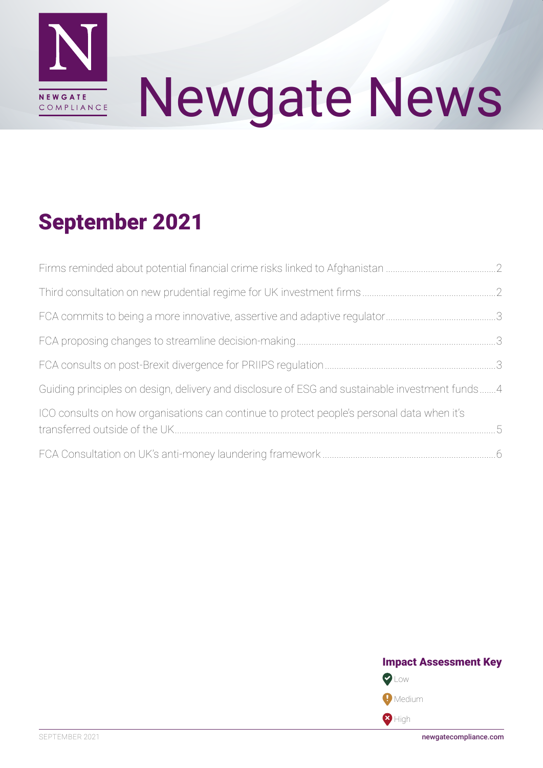# Newgate News

## September 2021

| | |
|---|---|
| Firms reminded about potential financial crime risks linked to Afghanistan | 2 |
| Third consultation on new prudential regime for UK investment firms | 2 |
| FCA commits to being a more innovative, assertive and adaptive regulator | 3 |
| FCA proposing changes to streamline decision-making | 3 |
| FCA consults on post-Brexit divergence for PRIIPS regulation | 3 |
| Guiding principles on design, delivery and disclosure of ESG and sustainable investment funds | 4 |
| ICO consults on how organisations can continue to protect people's personal data when it's transferred outside of the UK | 5 |
| FCA Consultation on UK's anti-money laundering framework | 6 |

**Impact Assessment Key**

- Low
- Medium
- High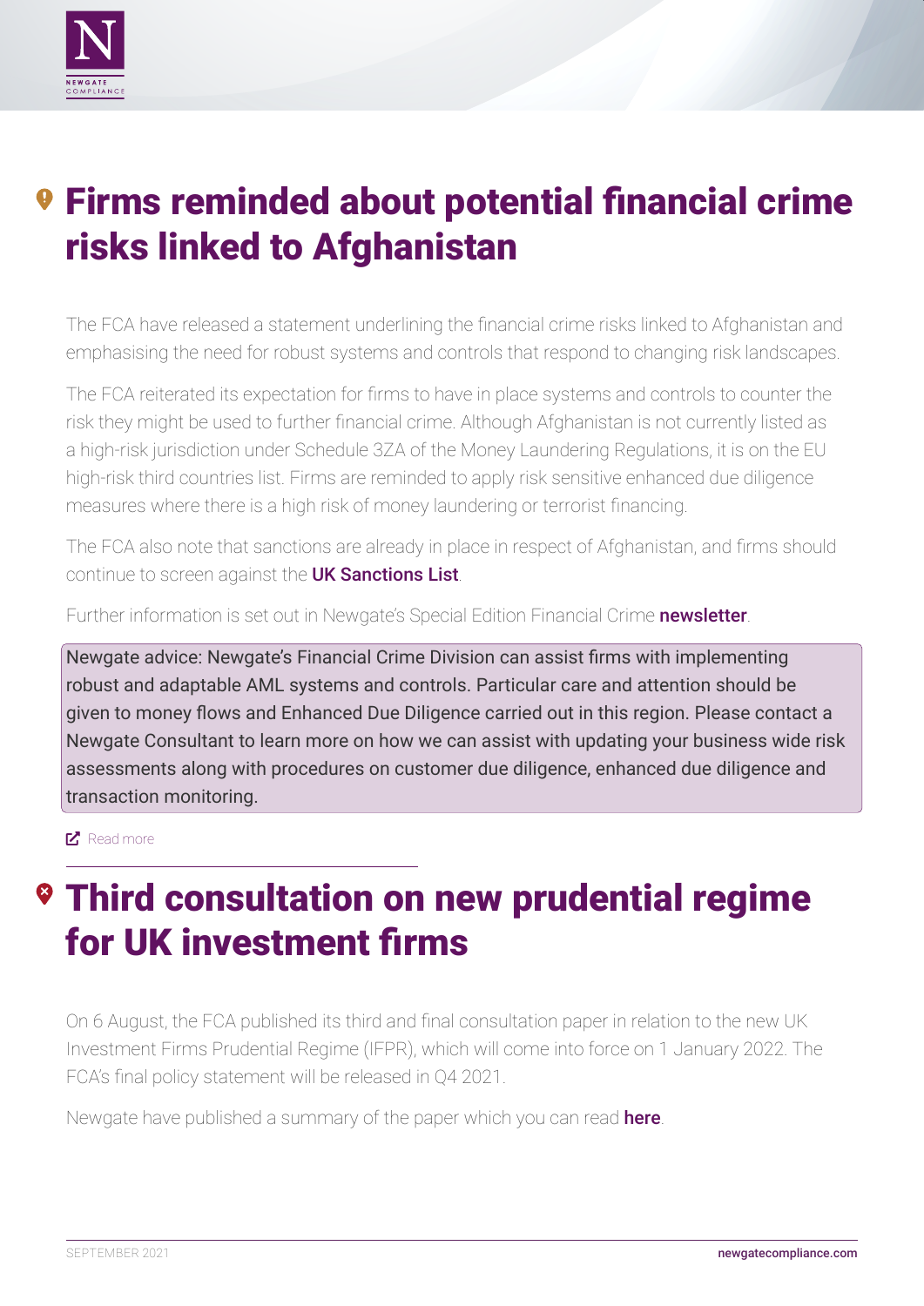# Firms reminded about potential financial crime risks linked to Afghanistan

The FCA have released a statement underlining the financial crime risks linked to Afghanistan and emphasising the need for robust systems and controls that respond to changing risk landscapes.

The FCA reiterated its expectation for firms to have in place systems and controls to counter the risk they might be used to further financial crime. Although Afghanistan is not currently listed as a high-risk jurisdiction under Schedule 3ZA of the Money Laundering Regulations, it is on the EU high-risk third countries list. Firms are reminded to apply risk sensitive enhanced due diligence measures where there is a high risk of money laundering or terrorist financing.

The FCA also note that sanctions are already in place in respect of Afghanistan, and firms should continue to screen against the **UK Sanctions List**.

Further information is set out in Newgate's Special Edition Financial Crime **newsletter**.

> Newgate advice: Newgate's Financial Crime Division can assist firms with implementing robust and adaptable AML systems and controls. Particular care and attention should be given to money flows and Enhanced Due Diligence carried out in this region. Please contact a Newgate Consultant to learn more on how we can assist with updating your business wide risk assessments along with procedures on customer due diligence, enhanced due diligence and transaction monitoring.

Read more

# Third consultation on new prudential regime for UK investment firms

On 6 August, the FCA published its third and final consultation paper in relation to the new UK Investment Firms Prudential Regime (IFPR), which will come into force on 1 January 2022. The FCA's final policy statement will be released in Q4 2021.

Newgate have published a summary of the paper which you can read **here**.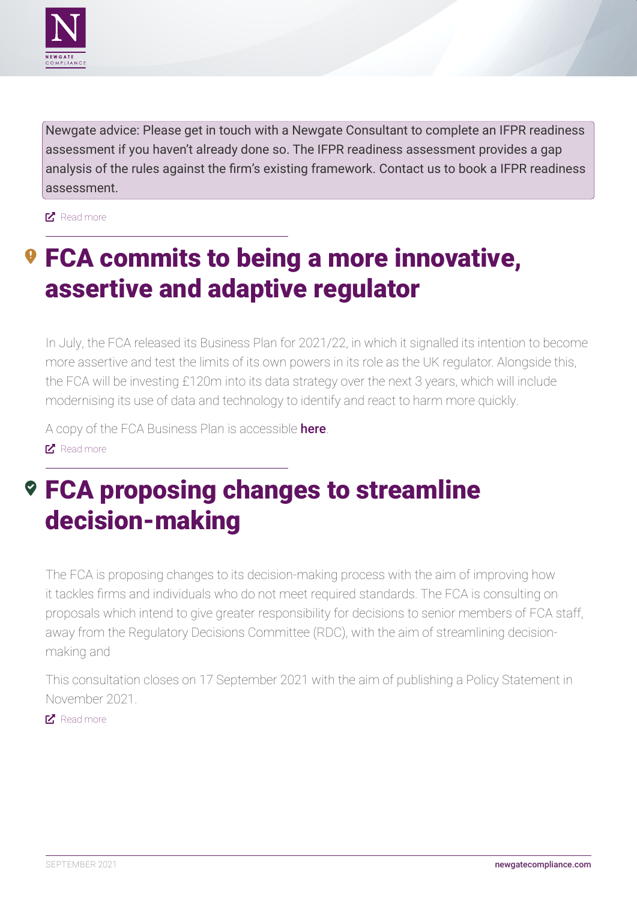Newgate advice: Please get in touch with a Newgate Consultant to complete an IFPR readiness assessment if you haven't already done so. The IFPR readiness assessment provides a gap analysis of the rules against the firm's existing framework. Contact us to book a IFPR readiness assessment.

Read more

## FCA commits to being a more innovative, assertive and adaptive regulator

In July, the FCA released its Business Plan for 2021/22, in which it signalled its intention to become more assertive and test the limits of its own powers in its role as the UK regulator. Alongside this, the FCA will be investing £120m into its data strategy over the next 3 years, which will include modernising its use of data and technology to identify and react to harm more quickly.

A copy of the FCA Business Plan is accessible **here**.

Read more

## FCA proposing changes to streamline decision-making

The FCA is proposing changes to its decision-making process with the aim of improving how it tackles firms and individuals who do not meet required standards. The FCA is consulting on proposals which intend to give greater responsibility for decisions to senior members of FCA staff, away from the Regulatory Decisions Committee (RDC), with the aim of streamlining decision-making and

This consultation closes on 17 September 2021 with the aim of publishing a Policy Statement in November 2021.

Read more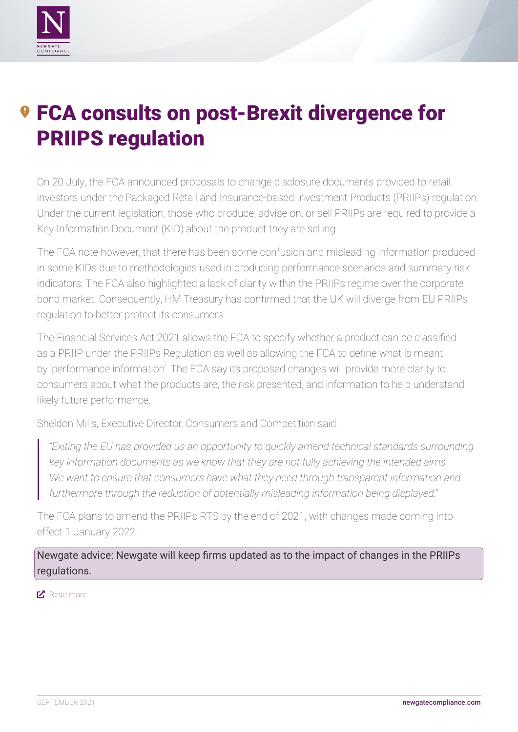# FCA consults on post-Brexit divergence for PRIIPS regulation

On 20 July, the FCA announced proposals to change disclosure documents provided to retail investors under the Packaged Retail and Insurance-based Investment Products (PRIIPs) regulation. Under the current legislation, those who produce, advise on, or sell PRIIPs are required to provide a Key Information Document (KID) about the product they are selling.

The FCA note however, that there has been some confusion and misleading information produced in some KIDs due to methodologies used in producing performance scenarios and summary risk indicators. The FCA also highlighted a lack of clarity within the PRIIPs regime over the corporate bond market. Consequently, HM Treasury has confirmed that the UK will diverge from EU PRIIPs regulation to better protect its consumers.

The Financial Services Act 2021 allows the FCA to specify whether a product can be classified as a PRIIP under the PRIIPs Regulation as well as allowing the FCA to define what is meant by 'performance information'. The FCA say its proposed changes will provide more clarity to consumers about what the products are, the risk presented, and information to help understand likely future performance.

Sheldon Mills, Executive Director, Consumers and Competition said:

> *"Exiting the EU has provided us an opportunity to quickly amend technical standards surrounding key information documents as we know that they are not fully achieving the intended aims. We want to ensure that consumers have what they need through transparent information and furthermore through the reduction of potentially misleading information being displayed."*

The FCA plans to amend the PRIIPs RTS by the end of 2021, with changes made coming into effect 1 January 2022.

Newgate advice: Newgate will keep firms updated as to the impact of changes in the PRIIPs regulations.

Read more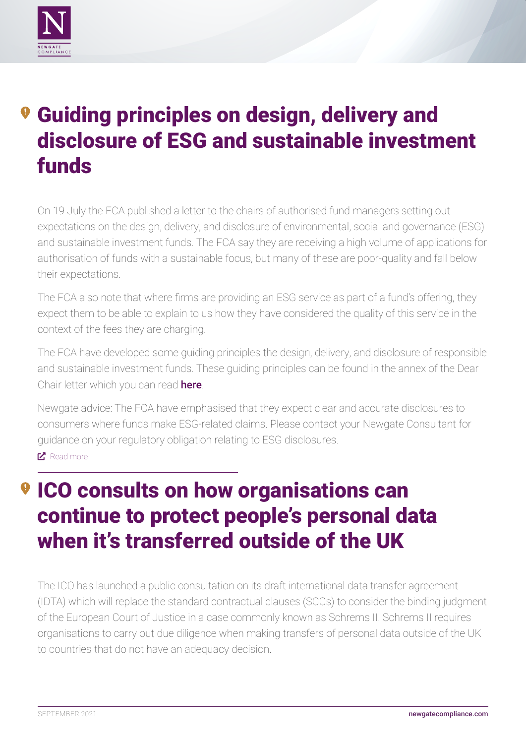# Guiding principles on design, delivery and disclosure of ESG and sustainable investment funds

On 19 July the FCA published a letter to the chairs of authorised fund managers setting out expectations on the design, delivery, and disclosure of environmental, social and governance (ESG) and sustainable investment funds. The FCA say they are receiving a high volume of applications for authorisation of funds with a sustainable focus, but many of these are poor-quality and fall below their expectations.

The FCA also note that where firms are providing an ESG service as part of a fund's offering, they expect them to be able to explain to us how they have considered the quality of this service in the context of the fees they are charging.

The FCA have developed some guiding principles the design, delivery, and disclosure of responsible and sustainable investment funds. These guiding principles can be found in the annex of the Dear Chair letter which you can read **here**.

Newgate advice: The FCA have emphasised that they expect clear and accurate disclosures to consumers where funds make ESG-related claims. Please contact your Newgate Consultant for guidance on your regulatory obligation relating to ESG disclosures.

Read more

# ICO consults on how organisations can continue to protect people's personal data when it's transferred outside of the UK

The ICO has launched a public consultation on its draft international data transfer agreement (IDTA) which will replace the standard contractual clauses (SCCs) to consider the binding judgment of the European Court of Justice in a case commonly known as Schrems II. Schrems II requires organisations to carry out due diligence when making transfers of personal data outside of the UK to countries that do not have an adequacy decision.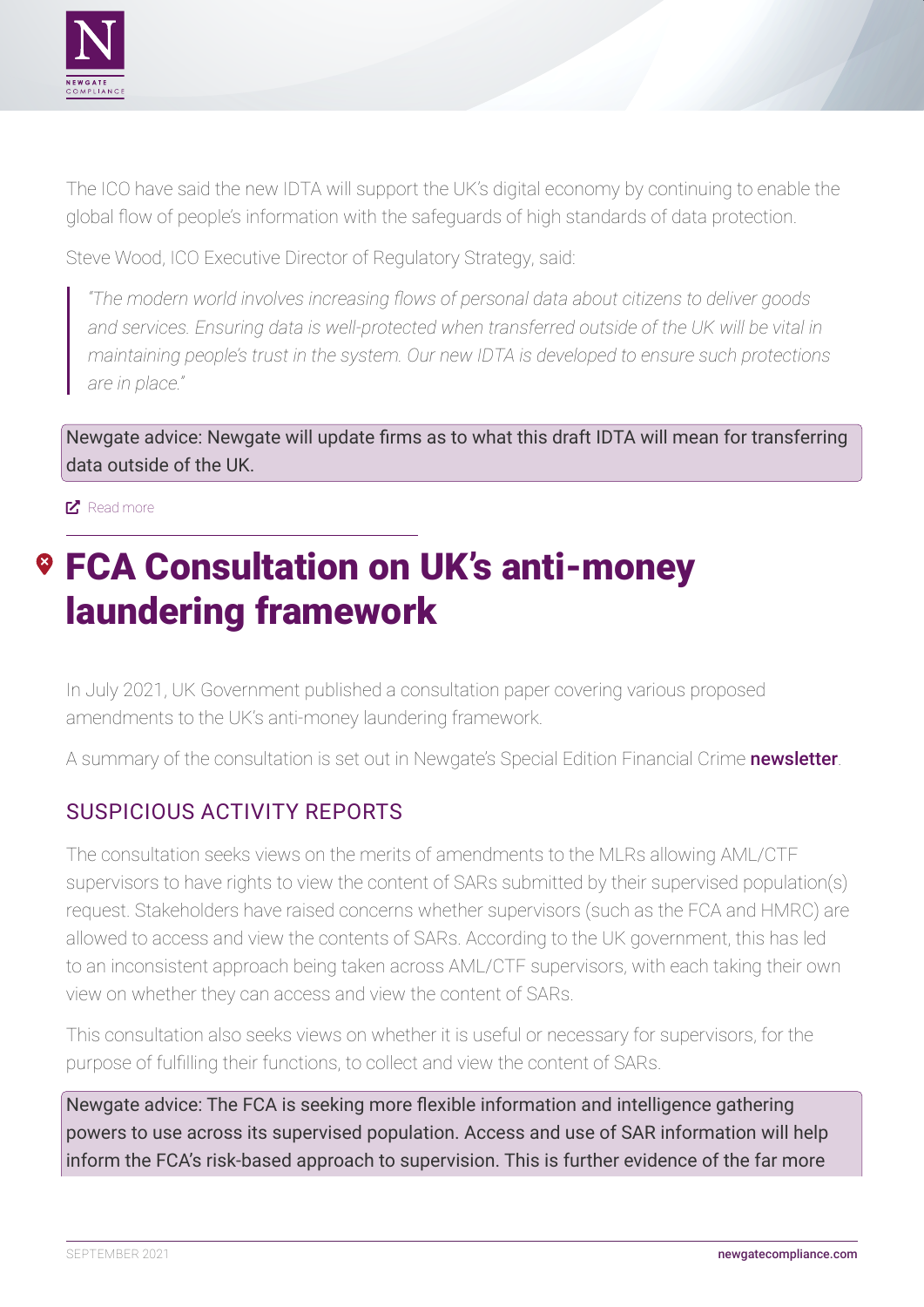The ICO have said the new IDTA will support the UK's digital economy by continuing to enable the global flow of people's information with the safeguards of high standards of data protection.

Steve Wood, ICO Executive Director of Regulatory Strategy, said:

> *"The modern world involves increasing flows of personal data about citizens to deliver goods and services. Ensuring data is well-protected when transferred outside of the UK will be vital in maintaining people's trust in the system. Our new IDTA is developed to ensure such protections are in place."*

Newgate advice: Newgate will update firms as to what this draft IDTA will mean for transferring data outside of the UK.

Read more

# FCA Consultation on UK's anti-money laundering framework

In July 2021, UK Government published a consultation paper covering various proposed amendments to the UK's anti-money laundering framework.

A summary of the consultation is set out in Newgate's Special Edition Financial Crime **newsletter**.

## SUSPICIOUS ACTIVITY REPORTS

The consultation seeks views on the merits of amendments to the MLRs allowing AML/CTF supervisors to have rights to view the content of SARs submitted by their supervised population(s) request. Stakeholders have raised concerns whether supervisors (such as the FCA and HMRC) are allowed to access and view the contents of SARs. According to the UK government, this has led to an inconsistent approach being taken across AML/CTF supervisors, with each taking their own view on whether they can access and view the content of SARs.

This consultation also seeks views on whether it is useful or necessary for supervisors, for the purpose of fulfilling their functions, to collect and view the content of SARs.

Newgate advice: The FCA is seeking more flexible information and intelligence gathering powers to use across its supervised population. Access and use of SAR information will help inform the FCA's risk-based approach to supervision. This is further evidence of the far more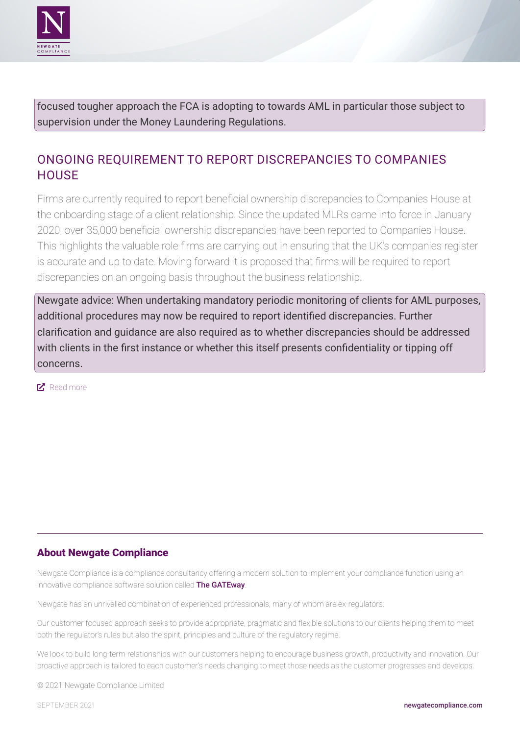focused tougher approach the FCA is adopting to towards AML in particular those subject to supervision under the Money Laundering Regulations.

## ONGOING REQUIREMENT TO REPORT DISCREPANCIES TO COMPANIES HOUSE

Firms are currently required to report beneficial ownership discrepancies to Companies House at the onboarding stage of a client relationship. Since the updated MLRs came into force in January 2020, over 35,000 beneficial ownership discrepancies have been reported to Companies House. This highlights the valuable role firms are carrying out in ensuring that the UK's companies register is accurate and up to date. Moving forward it is proposed that firms will be required to report discrepancies on an ongoing basis throughout the business relationship.

Newgate advice: When undertaking mandatory periodic monitoring of clients for AML purposes, additional procedures may now be required to report identified discrepancies. Further clarification and guidance are also required as to whether discrepancies should be addressed with clients in the first instance or whether this itself presents confidentiality or tipping off concerns.

Read more

---

### About Newgate Compliance

Newgate Compliance is a compliance consultancy offering a modern solution to implement your compliance function using an innovative compliance software solution called **The GATEway**.

Newgate has an unrivalled combination of experienced professionals, many of whom are ex-regulators.

Our customer focused approach seeks to provide appropriate, pragmatic and flexible solutions to our clients helping them to meet both the regulator's rules but also the spirit, principles and culture of the regulatory regime.

We look to build long-term relationships with our customers helping to encourage business growth, productivity and innovation. Our proactive approach is tailored to each customer's needs changing to meet those needs as the customer progresses and develops.

© 2021 Newgate Compliance Limited